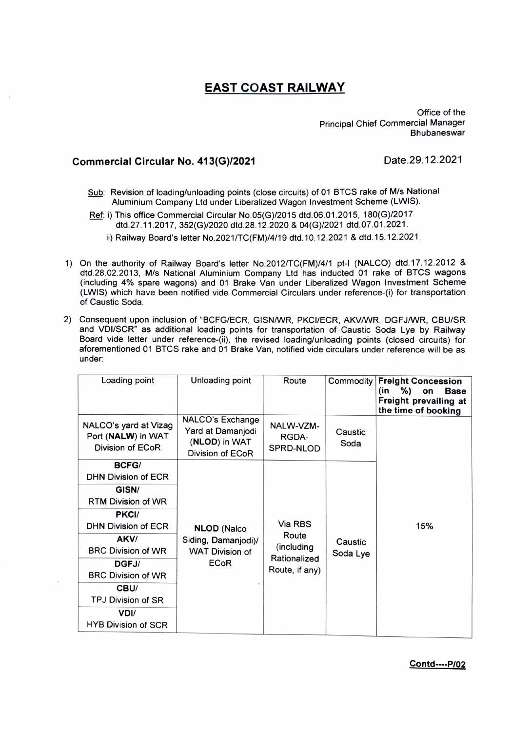# EAST COAST RAILWAY

Office of the
Principal Chief Commercial Manager
Bhubaneswar

**Commercial Circular No. 413(G)/2021** Date.29.12.2021

Sub: Revision of loading/unloading points (close circuits) of 01 BTCS rake of M/s National Aluminium Company Ltd under Liberalized Wagon Investment Scheme (LWIS).

Ref: i) This office Commercial Circular No.05(G)/2015 dtd.06.01.2015, 180(G)/2017 dtd.27.11.2017, 352(G)/2020 dtd.28.12.2020 & 04(G)/2021 dtd.07.01.2021.

ii) Railway Board's letter No.2021/TC(FM)/4/19 dtd.10.12.2021 & dtd.15.12.2021.

1) On the authority of Railway Board's letter No.2012/TC(FM)/4/1 pt-I (NALCO) dtd.17.12.2012 & dtd.28.02.2013, M/s National Aluminium Company Ltd has inducted 01 rake of BTCS wagons (including 4% spare wagons) and 01 Brake Van under Liberalized Wagon Investment Scheme (LWIS) which have been notified vide Commercial Circulars under reference-(i) for transportation of Caustic Soda.

2) Consequent upon inclusion of "BCFG/ECR, GISN/WR, PKCI/ECR, AKV/WR, DGFJ/WR, CBU/SR and VDI/SCR" as additional loading points for transportation of Caustic Soda Lye by Railway Board vide letter under reference-(ii), the revised loading/unloading points (closed circuits) for aforementioned 01 BTCS rake and 01 Brake Van, notified vide circulars under reference will be as under:

| Loading point | Unloading point | Route | Commodity | **Freight Concession (in %) on Base Freight prevailing at the time of booking** |
|---|---|---|---|---|
| NALCO's yard at Vizag Port (**NALW**) in WAT Division of ECoR | NALCO's Exchange Yard at Damanjodi (**NLOD**) in WAT Division of ECoR | NALW-VZM-RGDA-SPRD-NLOD | Caustic Soda | 15% |
| **BCFG**/ DHN Division of ECR | **NLOD** (Nalco Siding, Damanjodi)/ WAT Division of ECoR | Via RBS Route (including Rationalized Route, if any) | Caustic Soda Lye | |
| **GISN**/ RTM Division of WR | | | | |
| **PKCI**/ DHN Division of ECR | | | | |
| **AKV**/ BRC Division of WR | | | | |
| **DGFJ**/ BRC Division of WR | | | | |
| **CBU**/ TPJ Division of SR | | | | |
| **VDI**/ HYB Division of SCR | | | | |

**Contd----P/02**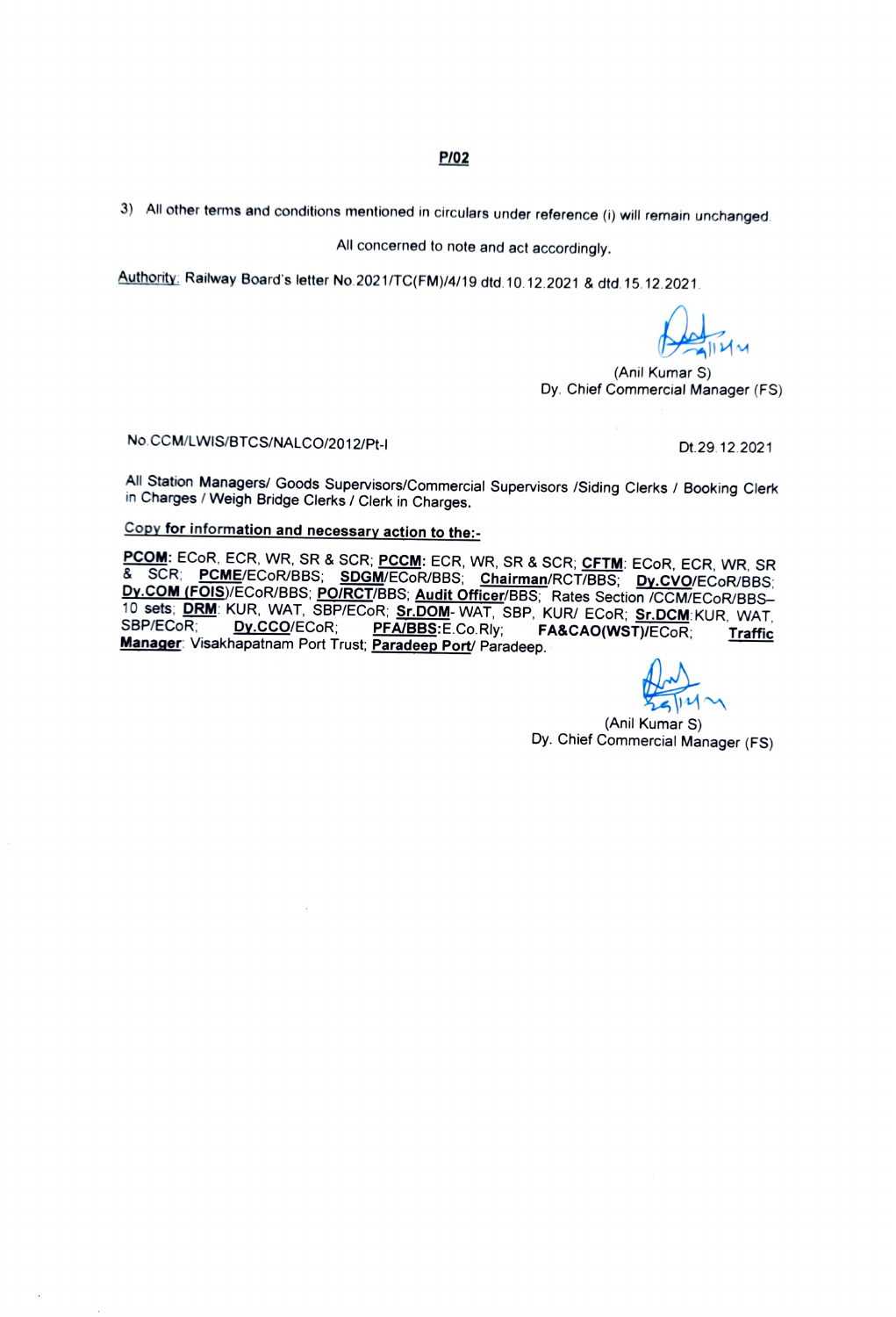**P/02**

3) All other terms and conditions mentioned in circulars under reference (i) will remain unchanged.

All concerned to note and act accordingly.

Authority: Railway Board's letter No.2021/TC(FM)/4/19 dtd.10.12.2021 & dtd.15.12.2021.

(Anil Kumar S)
Dy. Chief Commercial Manager (FS)

No.CCM/LWIS/BTCS/NALCO/2012/Pt-I

Dt.29.12.2021

All Station Managers/ Goods Supervisors/Commercial Supervisors /Siding Clerks / Booking Clerk in Charges / Weigh Bridge Clerks / Clerk in Charges.

**Copy for information and necessary action to the:-**

**PCOM:** ECoR, ECR, WR, SR & SCR; **PCCM:** ECR, WR, SR & SCR; **CFTM**: ECoR, ECR, WR, SR & SCR; **PCME**/ECoR/BBS; **SDGM**/ECoR/BBS; **Chairman**/RCT/BBS; **Dy.CVO**/ECoR/BBS; **Dy.COM (FOIS)**/ECoR/BBS; **PO/RCT**/BBS; **Audit Officer**/BBS; Rates Section /CCM/ECoR/BBS–10 sets; **DRM**: KUR, WAT, SBP/ECoR; **Sr.DOM**- WAT, SBP, KUR/ ECoR; **Sr.DCM**:KUR, WAT, SBP/ECoR; **Dy.CCO**/ECoR; **PFA/BBS**:E.Co.Rly; **FA&CAO(WST)**/ECoR; **Traffic Manager**: Visakhapatnam Port Trust; **Paradeep Port**/ Paradeep.

(Anil Kumar S)
Dy. Chief Commercial Manager (FS)